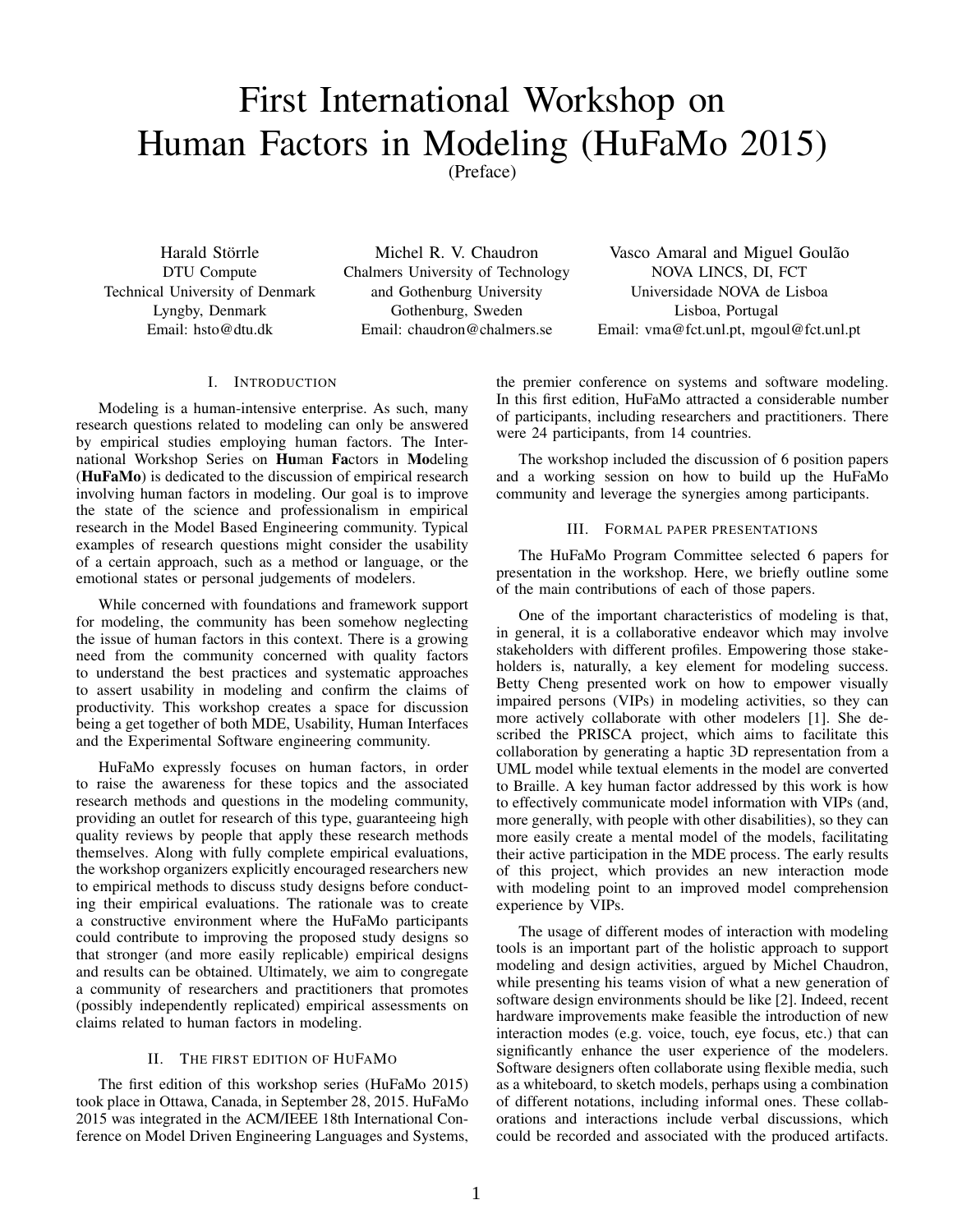# First International Workshop on Human Factors in Modeling (HuFaMo 2015)

(Preface)

Harald Störrle
DTU Compute
Technical University of Denmark
Lyngby, Denmark
Email: hsto@dtu.dk

Michel R. V. Chaudron
Chalmers University of Technology
and Gothenburg University
Gothenburg, Sweden
Email: chaudron@chalmers.se

Vasco Amaral and Miguel Goulão
NOVA LINCS, DI, FCT
Universidade NOVA de Lisboa
Lisboa, Portugal
Email: vma@fct.unl.pt, mgoul@fct.unl.pt

## I. Introduction

Modeling is a human-intensive enterprise. As such, many research questions related to modeling can only be answered by empirical studies employing human factors. The International Workshop Series on **Hu**man **Fa**ctors in **Mo**deling (**HuFaMo**) is dedicated to the discussion of empirical research involving human factors in modeling. Our goal is to improve the state of the science and professionalism in empirical research in the Model Based Engineering community. Typical examples of research questions might consider the usability of a certain approach, such as a method or language, or the emotional states or personal judgements of modelers.

While concerned with foundations and framework support for modeling, the community has been somehow neglecting the issue of human factors in this context. There is a growing need from the community concerned with quality factors to understand the best practices and systematic approaches to assert usability in modeling and confirm the claims of productivity. This workshop creates a space for discussion being a get together of both MDE, Usability, Human Interfaces and the Experimental Software engineering community.

HuFaMo expressly focuses on human factors, in order to raise the awareness for these topics and the associated research methods and questions in the modeling community, providing an outlet for research of this type, guaranteeing high quality reviews by people that apply these research methods themselves. Along with fully complete empirical evaluations, the workshop organizers explicitly encouraged researchers new to empirical methods to discuss study designs before conducting their empirical evaluations. The rationale was to create a constructive environment where the HuFaMo participants could contribute to improving the proposed study designs so that stronger (and more easily replicable) empirical designs and results can be obtained. Ultimately, we aim to congregate a community of researchers and practitioners that promotes (possibly independently replicated) empirical assessments on claims related to human factors in modeling.

## II. The first edition of HuFaMo

The first edition of this workshop series (HuFaMo 2015) took place in Ottawa, Canada, in September 28, 2015. HuFaMo 2015 was integrated in the ACM/IEEE 18th International Conference on Model Driven Engineering Languages and Systems, the premier conference on systems and software modeling. In this first edition, HuFaMo attracted a considerable number of participants, including researchers and practitioners. There were 24 participants, from 14 countries.

The workshop included the discussion of 6 position papers and a working session on how to build up the HuFaMo community and leverage the synergies among participants.

## III. Formal paper presentations

The HuFaMo Program Committee selected 6 papers for presentation in the workshop. Here, we briefly outline some of the main contributions of each of those papers.

One of the important characteristics of modeling is that, in general, it is a collaborative endeavor which may involve stakeholders with different profiles. Empowering those stakeholders is, naturally, a key element for modeling success. Betty Cheng presented work on how to empower visually impaired persons (VIPs) in modeling activities, so they can more actively collaborate with other modelers [1]. She described the PRISCA project, which aims to facilitate this collaboration by generating a haptic 3D representation from a UML model while textual elements in the model are converted to Braille. A key human factor addressed by this work is how to effectively communicate model information with VIPs (and, more generally, with people with other disabilities), so they can more easily create a mental model of the models, facilitating their active participation in the MDE process. The early results of this project, which provides an new interaction mode with modeling point to an improved model comprehension experience by VIPs.

The usage of different modes of interaction with modeling tools is an important part of the holistic approach to support modeling and design activities, argued by Michel Chaudron, while presenting his teams vision of what a new generation of software design environments should be like [2]. Indeed, recent hardware improvements make feasible the introduction of new interaction modes (e.g. voice, touch, eye focus, etc.) that can significantly enhance the user experience of the modelers. Software designers often collaborate using flexible media, such as a whiteboard, to sketch models, perhaps using a combination of different notations, including informal ones. These collaborations and interactions include verbal discussions, which could be recorded and associated with the produced artifacts.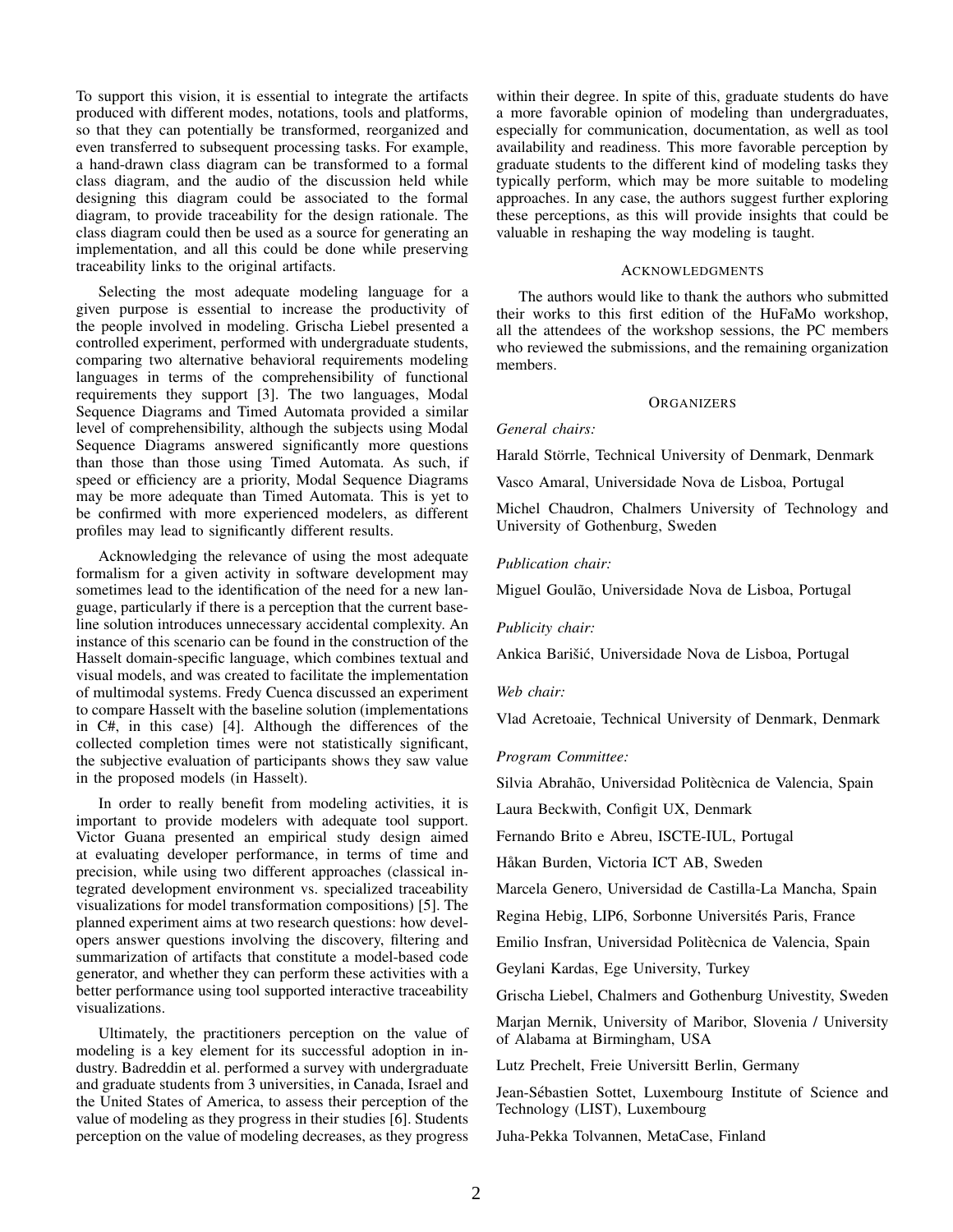To support this vision, it is essential to integrate the artifacts produced with different modes, notations, tools and platforms, so that they can potentially be transformed, reorganized and even transferred to subsequent processing tasks. For example, a hand-drawn class diagram can be transformed to a formal class diagram, and the audio of the discussion held while designing this diagram could be associated to the formal diagram, to provide traceability for the design rationale. The class diagram could then be used as a source for generating an implementation, and all this could be done while preserving traceability links to the original artifacts.

Selecting the most adequate modeling language for a given purpose is essential to increase the productivity of the people involved in modeling. Grischa Liebel presented a controlled experiment, performed with undergraduate students, comparing two alternative behavioral requirements modeling languages in terms of the comprehensibility of functional requirements they support [3]. The two languages, Modal Sequence Diagrams and Timed Automata provided a similar level of comprehensibility, although the subjects using Modal Sequence Diagrams answered significantly more questions than those than those using Timed Automata. As such, if speed or efficiency are a priority, Modal Sequence Diagrams may be more adequate than Timed Automata. This is yet to be confirmed with more experienced modelers, as different profiles may lead to significantly different results.

Acknowledging the relevance of using the most adequate formalism for a given activity in software development may sometimes lead to the identification of the need for a new language, particularly if there is a perception that the current baseline solution introduces unnecessary accidental complexity. An instance of this scenario can be found in the construction of the Hasselt domain-specific language, which combines textual and visual models, and was created to facilitate the implementation of multimodal systems. Fredy Cuenca discussed an experiment to compare Hasselt with the baseline solution (implementations in C#, in this case) [4]. Although the differences of the collected completion times were not statistically significant, the subjective evaluation of participants shows they saw value in the proposed models (in Hasselt).

In order to really benefit from modeling activities, it is important to provide modelers with adequate tool support. Victor Guana presented an empirical study design aimed at evaluating developer performance, in terms of time and precision, while using two different approaches (classical integrated development environment vs. specialized traceability visualizations for model transformation compositions) [5]. The planned experiment aims at two research questions: how developers answer questions involving the discovery, filtering and summarization of artifacts that constitute a model-based code generator, and whether they can perform these activities with a better performance using tool supported interactive traceability visualizations.

Ultimately, the practitioners perception on the value of modeling is a key element for its successful adoption in industry. Badreddin et al. performed a survey with undergraduate and graduate students from 3 universities, in Canada, Israel and the United States of America, to assess their perception of the value of modeling as they progress in their studies [6]. Students perception on the value of modeling decreases, as they progress within their degree. In spite of this, graduate students do have a more favorable opinion of modeling than undergraduates, especially for communication, documentation, as well as tool availability and readiness. This more favorable perception by graduate students to the different kind of modeling tasks they typically perform, which may be more suitable to modeling approaches. In any case, the authors suggest further exploring these perceptions, as this will provide insights that could be valuable in reshaping the way modeling is taught.

## Acknowledgments

The authors would like to thank the authors who submitted their works to this first edition of the HuFaMo workshop, all the attendees of the workshop sessions, the PC members who reviewed the submissions, and the remaining organization members.

## Organizers

*General chairs:*

Harald Störrle, Technical University of Denmark, Denmark

Vasco Amaral, Universidade Nova de Lisboa, Portugal

Michel Chaudron, Chalmers University of Technology and University of Gothenburg, Sweden

*Publication chair:*

Miguel Goulão, Universidade Nova de Lisboa, Portugal

*Publicity chair:*

Ankica Barišić, Universidade Nova de Lisboa, Portugal

*Web chair:*

Vlad Acretoaie, Technical University of Denmark, Denmark

*Program Committee:*

Silvia Abrahão, Universidad Politècnica de Valencia, Spain

Laura Beckwith, Configit UX, Denmark

Fernando Brito e Abreu, ISCTE-IUL, Portugal

Håkan Burden, Victoria ICT AB, Sweden

Marcela Genero, Universidad de Castilla-La Mancha, Spain

Regina Hebig, LIP6, Sorbonne Universités Paris, France

Emilio Insfran, Universidad Politècnica de Valencia, Spain

Geylani Kardas, Ege University, Turkey

Grischa Liebel, Chalmers and Gothenburg Univestity, Sweden

Marjan Mernik, University of Maribor, Slovenia / University of Alabama at Birmingham, USA

Lutz Prechelt, Freie Universitt Berlin, Germany

Jean-Sébastien Sottet, Luxembourg Institute of Science and Technology (LIST), Luxembourg

Juha-Pekka Tolvannen, MetaCase, Finland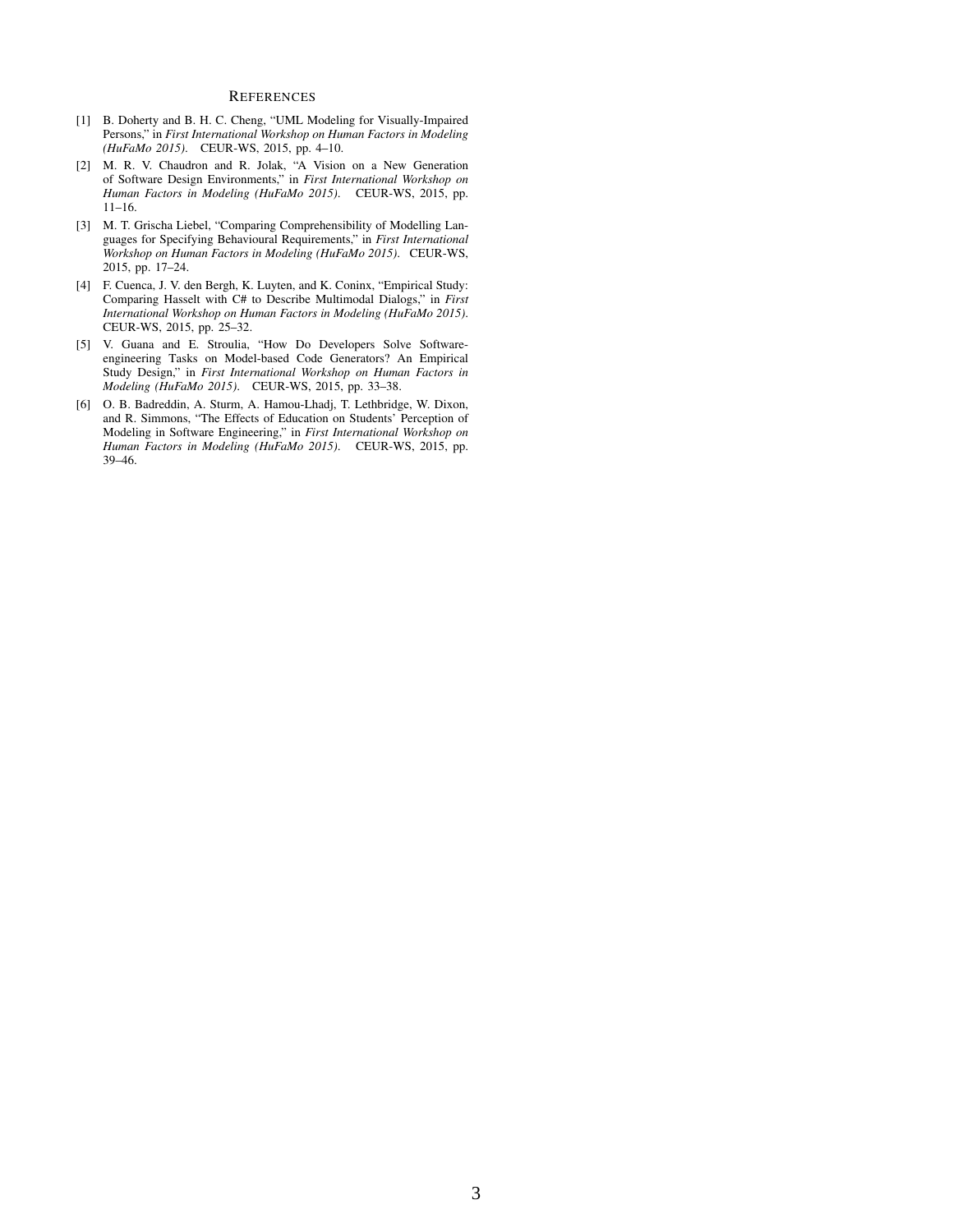## References

[1] B. Doherty and B. H. C. Cheng, "UML Modeling for Visually-Impaired Persons," in *First International Workshop on Human Factors in Modeling (HuFaMo 2015)*. CEUR-WS, 2015, pp. 4–10.

[2] M. R. V. Chaudron and R. Jolak, "A Vision on a New Generation of Software Design Environments," in *First International Workshop on Human Factors in Modeling (HuFaMo 2015)*. CEUR-WS, 2015, pp. 11–16.

[3] M. T. Grischa Liebel, "Comparing Comprehensibility of Modelling Languages for Specifying Behavioural Requirements," in *First International Workshop on Human Factors in Modeling (HuFaMo 2015)*. CEUR-WS, 2015, pp. 17–24.

[4] F. Cuenca, J. V. den Bergh, K. Luyten, and K. Coninx, "Empirical Study: Comparing Hasselt with C# to Describe Multimodal Dialogs," in *First International Workshop on Human Factors in Modeling (HuFaMo 2015)*. CEUR-WS, 2015, pp. 25–32.

[5] V. Guana and E. Stroulia, "How Do Developers Solve Software-engineering Tasks on Model-based Code Generators? An Empirical Study Design," in *First International Workshop on Human Factors in Modeling (HuFaMo 2015)*. CEUR-WS, 2015, pp. 33–38.

[6] O. B. Badreddin, A. Sturm, A. Hamou-Lhadj, T. Lethbridge, W. Dixon, and R. Simmons, "The Effects of Education on Students' Perception of Modeling in Software Engineering," in *First International Workshop on Human Factors in Modeling (HuFaMo 2015)*. CEUR-WS, 2015, pp. 39–46.